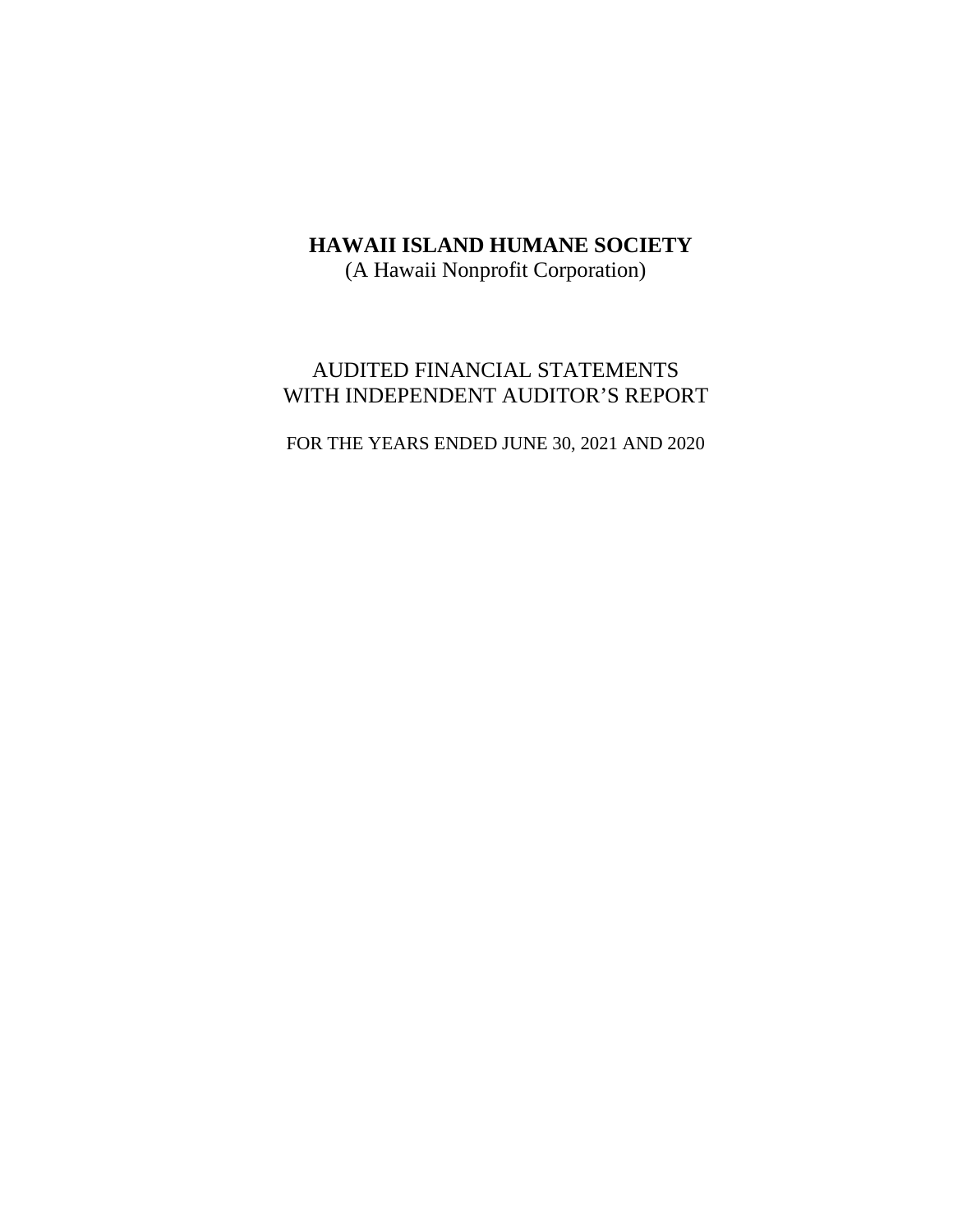# HAWAII ISLAND HUMANE SOCIETY

(A Hawaii Nonprofit Corporation)

## AUDITED FINANCIAL STATEMENTS WITH INDEPENDENT AUDITOR'S REPORT

FOR THE YEARS ENDED JUNE 30, 2021 AND 2020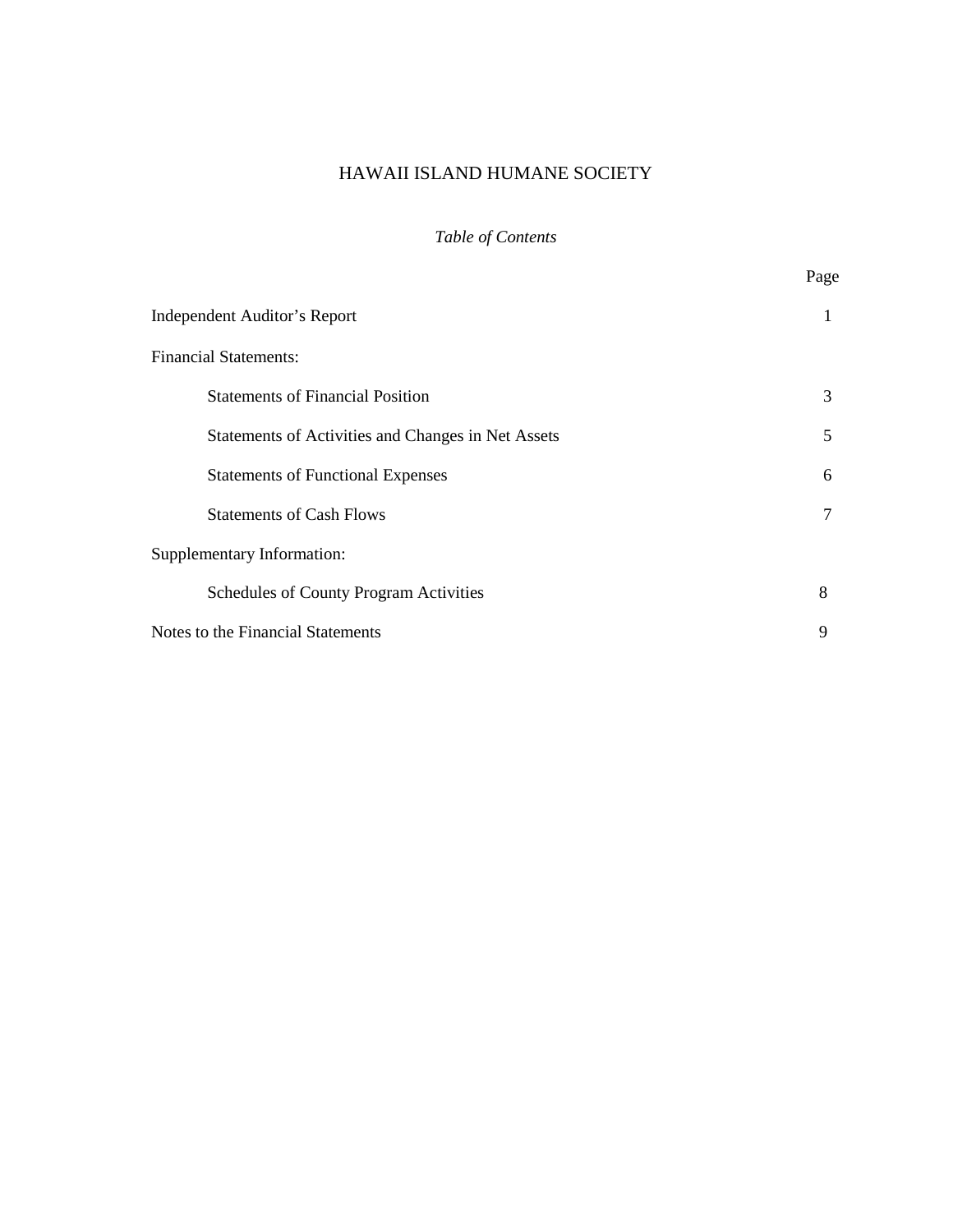# HAWAII ISLAND HUMANE SOCIETY

*Table of Contents*

| | Page |
|---|---|
| Independent Auditor's Report | 1 |
| Financial Statements: | |
| Statements of Financial Position | 3 |
| Statements of Activities and Changes in Net Assets | 5 |
| Statements of Functional Expenses | 6 |
| Statements of Cash Flows | 7 |
| Supplementary Information: | |
| Schedules of County Program Activities | 8 |
| Notes to the Financial Statements | 9 |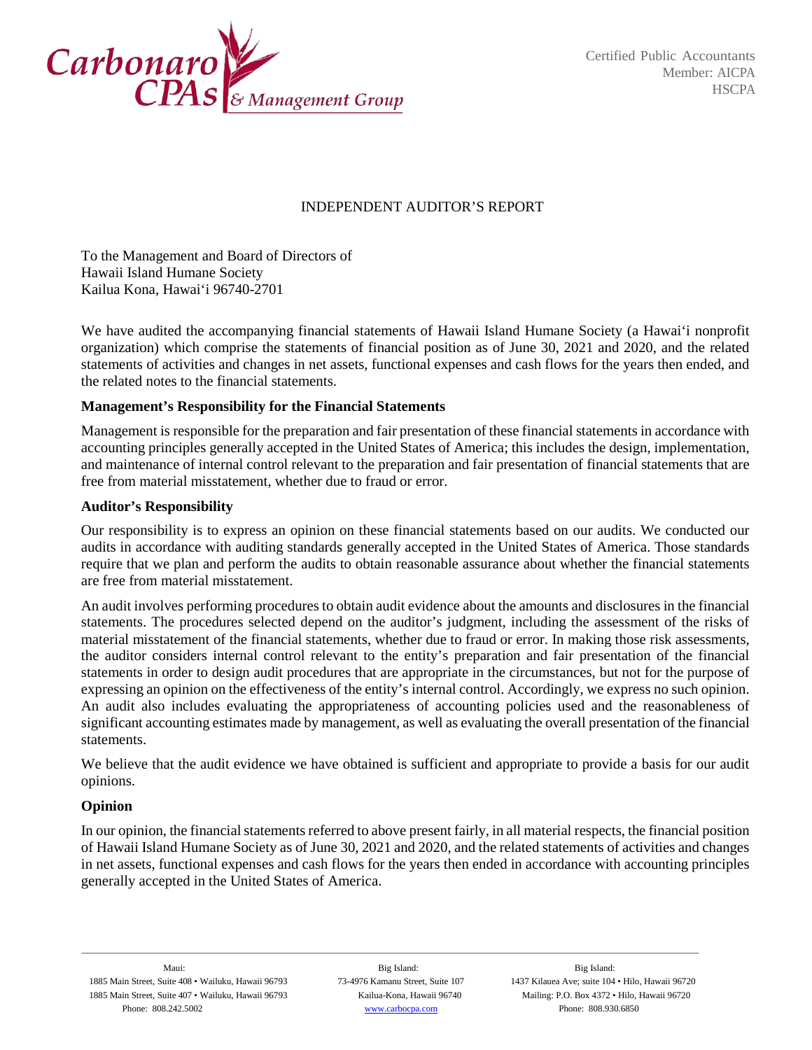Carbonaro CPAs & Management Group

Certified Public Accountants
Member: AICPA
HSCPA

# INDEPENDENT AUDITOR'S REPORT

To the Management and Board of Directors of
Hawaii Island Humane Society
Kailua Kona, Hawai'i 96740-2701

We have audited the accompanying financial statements of Hawaii Island Humane Society (a Hawai'i nonprofit organization) which comprise the statements of financial position as of June 30, 2021 and 2020, and the related statements of activities and changes in net assets, functional expenses and cash flows for the years then ended, and the related notes to the financial statements.

### Management's Responsibility for the Financial Statements

Management is responsible for the preparation and fair presentation of these financial statements in accordance with accounting principles generally accepted in the United States of America; this includes the design, implementation, and maintenance of internal control relevant to the preparation and fair presentation of financial statements that are free from material misstatement, whether due to fraud or error.

### Auditor's Responsibility

Our responsibility is to express an opinion on these financial statements based on our audits. We conducted our audits in accordance with auditing standards generally accepted in the United States of America. Those standards require that we plan and perform the audits to obtain reasonable assurance about whether the financial statements are free from material misstatement.

An audit involves performing procedures to obtain audit evidence about the amounts and disclosures in the financial statements. The procedures selected depend on the auditor's judgment, including the assessment of the risks of material misstatement of the financial statements, whether due to fraud or error. In making those risk assessments, the auditor considers internal control relevant to the entity's preparation and fair presentation of the financial statements in order to design audit procedures that are appropriate in the circumstances, but not for the purpose of expressing an opinion on the effectiveness of the entity's internal control. Accordingly, we express no such opinion. An audit also includes evaluating the appropriateness of accounting policies used and the reasonableness of significant accounting estimates made by management, as well as evaluating the overall presentation of the financial statements.

We believe that the audit evidence we have obtained is sufficient and appropriate to provide a basis for our audit opinions.

### Opinion

In our opinion, the financial statements referred to above present fairly, in all material respects, the financial position of Hawaii Island Humane Society as of June 30, 2021 and 2020, and the related statements of activities and changes in net assets, functional expenses and cash flows for the years then ended in accordance with accounting principles generally accepted in the United States of America.

Maui:
1885 Main Street, Suite 408 • Wailuku, Hawaii 96793
1885 Main Street, Suite 407 • Wailuku, Hawaii 96793
Phone: 808.242.5002

Big Island:
73-4976 Kamanu Street, Suite 107
Kailua-Kona, Hawaii 96740
www.carbocpa.com

Big Island:
1437 Kilauea Ave; suite 104 • Hilo, Hawaii 96720
Mailing: P.O. Box 4372 • Hilo, Hawaii 96720
Phone: 808.930.6850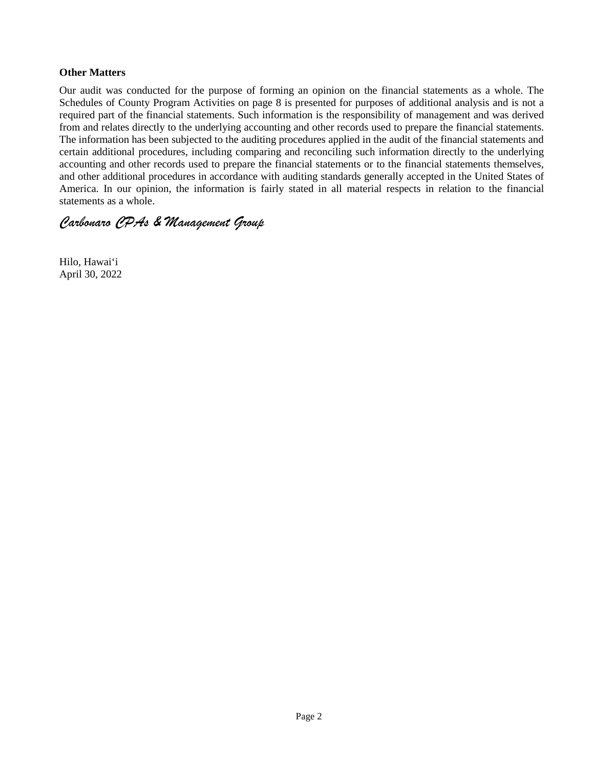**Other Matters**

Our audit was conducted for the purpose of forming an opinion on the financial statements as a whole. The Schedules of County Program Activities on page 8 is presented for purposes of additional analysis and is not a required part of the financial statements. Such information is the responsibility of management and was derived from and relates directly to the underlying accounting and other records used to prepare the financial statements. The information has been subjected to the auditing procedures applied in the audit of the financial statements and certain additional procedures, including comparing and reconciling such information directly to the underlying accounting and other records used to prepare the financial statements or to the financial statements themselves, and other additional procedures in accordance with auditing standards generally accepted in the United States of America. In our opinion, the information is fairly stated in all material respects in relation to the financial statements as a whole.

*Carbonaro CPAs & Management Group*

Hilo, Hawai'i
April 30, 2022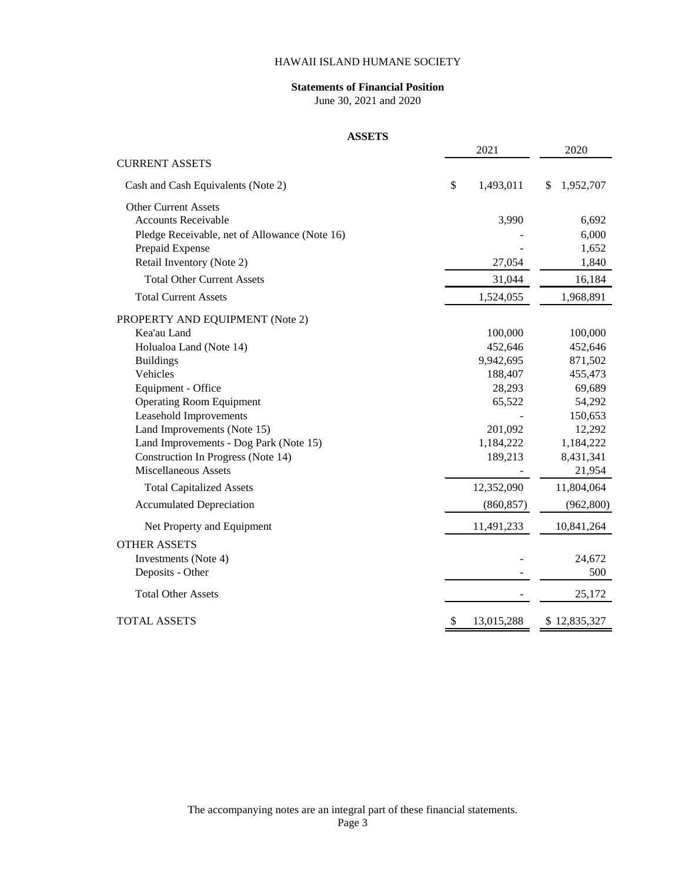HAWAII ISLAND HUMANE SOCIETY

**Statements of Financial Position**

June 30, 2021 and 2020

**ASSETS**

| | 2021 | 2020 |
|---|---|---|
| CURRENT ASSETS | | |
| Cash and Cash Equivalents (Note 2) | $ 1,493,011 | $ 1,952,707 |
| Other Current Assets | | |
| Accounts Receivable | 3,990 | 6,692 |
| Pledge Receivable, net of Allowance (Note 16) | - | 6,000 |
| Prepaid Expense | - | 1,652 |
| Retail Inventory (Note 2) | 27,054 | 1,840 |
| Total Other Current Assets | 31,044 | 16,184 |
| Total Current Assets | 1,524,055 | 1,968,891 |
| PROPERTY AND EQUIPMENT (Note 2) | | |
| Kea'au Land | 100,000 | 100,000 |
| Holualoa Land (Note 14) | 452,646 | 452,646 |
| Buildings | 9,942,695 | 871,502 |
| Vehicles | 188,407 | 455,473 |
| Equipment - Office | 28,293 | 69,689 |
| Operating Room Equipment | 65,522 | 54,292 |
| Leasehold Improvements | - | 150,653 |
| Land Improvements (Note 15) | 201,092 | 12,292 |
| Land Improvements - Dog Park (Note 15) | 1,184,222 | 1,184,222 |
| Construction In Progress (Note 14) | 189,213 | 8,431,341 |
| Miscellaneous Assets | - | 21,954 |
| Total Capitalized Assets | 12,352,090 | 11,804,064 |
| Accumulated Depreciation | (860,857) | (962,800) |
| Net Property and Equipment | 11,491,233 | 10,841,264 |
| OTHER ASSETS | | |
| Investments (Note 4) | - | 24,672 |
| Deposits - Other | - | 500 |
| Total Other Assets | - | 25,172 |
| TOTAL ASSETS | $ 13,015,288 | $ 12,835,327 |

The accompanying notes are an integral part of these financial statements.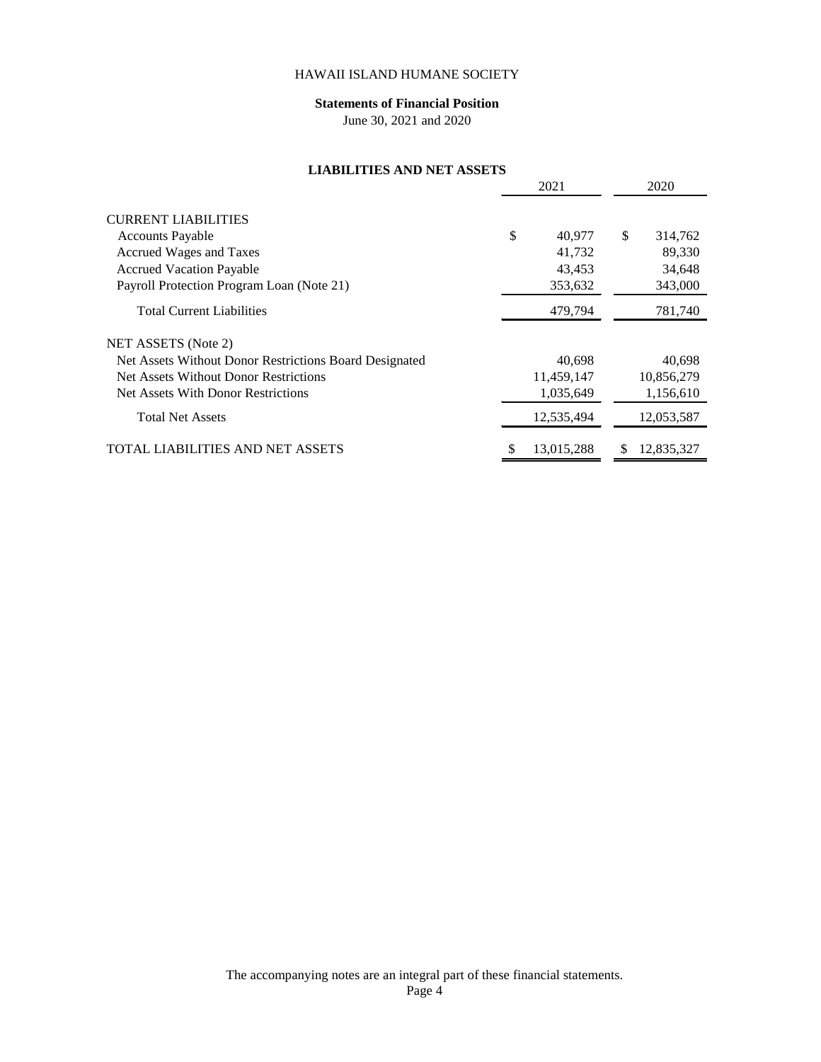HAWAII ISLAND HUMANE SOCIETY

**Statements of Financial Position**

June 30, 2021 and 2020

**LIABILITIES AND NET ASSETS**

| | 2021 | 2020 |
|---|---|---|
| CURRENT LIABILITIES | | |
| Accounts Payable | $ 40,977 | $ 314,762 |
| Accrued Wages and Taxes | 41,732 | 89,330 |
| Accrued Vacation Payable | 43,453 | 34,648 |
| Payroll Protection Program Loan (Note 21) | 353,632 | 343,000 |
| Total Current Liabilities | 479,794 | 781,740 |
| NET ASSETS (Note 2) | | |
| Net Assets Without Donor Restrictions Board Designated | 40,698 | 40,698 |
| Net Assets Without Donor Restrictions | 11,459,147 | 10,856,279 |
| Net Assets With Donor Restrictions | 1,035,649 | 1,156,610 |
| Total Net Assets | 12,535,494 | 12,053,587 |
| TOTAL LIABILITIES AND NET ASSETS | $ 13,015,288 | $ 12,835,327 |

The accompanying notes are an integral part of these financial statements.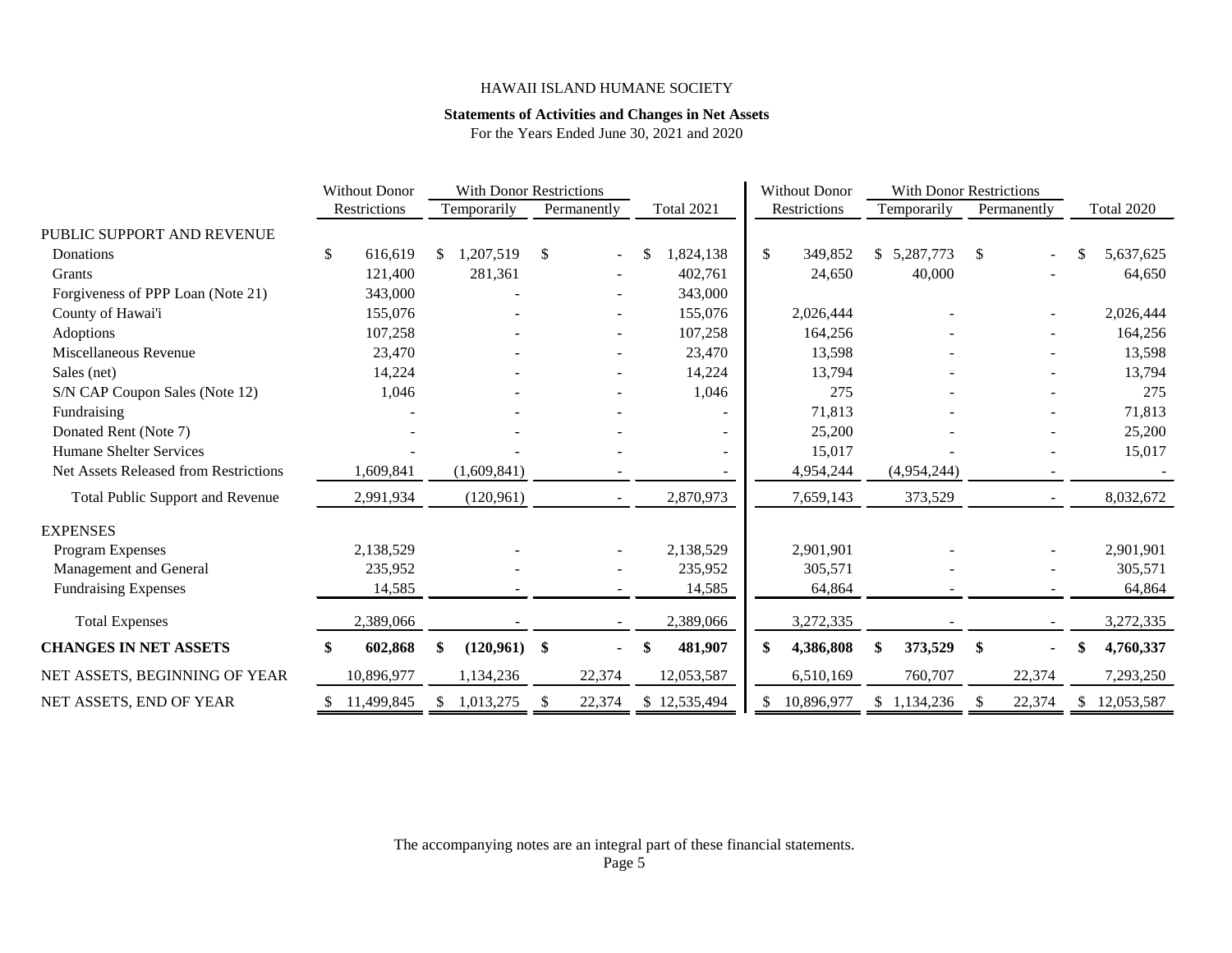HAWAII ISLAND HUMANE SOCIETY

**Statements of Activities and Changes in Net Assets**

For the Years Ended June 30, 2021 and 2020

| | Without Donor | With Donor Restrictions | | | Without Donor | With Donor Restrictions | | |
|---|---|---|---|---|---|---|---|---|
| | Restrictions | Temporarily | Permanently | Total 2021 | Restrictions | Temporarily | Permanently | Total 2020 |
| PUBLIC SUPPORT AND REVENUE | | | | | | | | |
| Donations | $ 616,619 | $ 1,207,519 | $ - | $ 1,824,138 | $ 349,852 | $ 5,287,773 | $ - | $ 5,637,625 |
| Grants | 121,400 | 281,361 | - | 402,761 | 24,650 | 40,000 | - | 64,650 |
| Forgiveness of PPP Loan (Note 21) | 343,000 | - | - | 343,000 | | | | |
| County of Hawai'i | 155,076 | - | - | 155,076 | 2,026,444 | - | - | 2,026,444 |
| Adoptions | 107,258 | - | - | 107,258 | 164,256 | - | - | 164,256 |
| Miscellaneous Revenue | 23,470 | - | - | 23,470 | 13,598 | - | - | 13,598 |
| Sales (net) | 14,224 | - | - | 14,224 | 13,794 | - | - | 13,794 |
| S/N CAP Coupon Sales (Note 12) | 1,046 | - | - | 1,046 | 275 | - | - | 275 |
| Fundraising | - | - | - | - | 71,813 | - | - | 71,813 |
| Donated Rent (Note 7) | - | - | - | - | 25,200 | - | - | 25,200 |
| Humane Shelter Services | - | - | - | - | 15,017 | - | - | 15,017 |
| Net Assets Released from Restrictions | 1,609,841 | (1,609,841) | - | - | 4,954,244 | (4,954,244) | - | - |
| Total Public Support and Revenue | 2,991,934 | (120,961) | - | 2,870,973 | 7,659,143 | 373,529 | - | 8,032,672 |
| EXPENSES | | | | | | | | |
| Program Expenses | 2,138,529 | - | - | 2,138,529 | 2,901,901 | - | - | 2,901,901 |
| Management and General | 235,952 | - | - | 235,952 | 305,571 | - | - | 305,571 |
| Fundraising Expenses | 14,585 | - | - | 14,585 | 64,864 | - | - | 64,864 |
| Total Expenses | 2,389,066 | - | - | 2,389,066 | 3,272,335 | - | - | 3,272,335 |
| **CHANGES IN NET ASSETS** | **$ 602,868** | **$ (120,961)** | **$ -** | **$ 481,907** | **$ 4,386,808** | **$ 373,529** | **$ -** | **$ 4,760,337** |
| NET ASSETS, BEGINNING OF YEAR | 10,896,977 | 1,134,236 | 22,374 | 12,053,587 | 6,510,169 | 760,707 | 22,374 | 7,293,250 |
| NET ASSETS, END OF YEAR | $ 11,499,845 | $ 1,013,275 | $ 22,374 | $ 12,535,494 | $ 10,896,977 | $ 1,134,236 | $ 22,374 | $ 12,053,587 |

The accompanying notes are an integral part of these financial statements.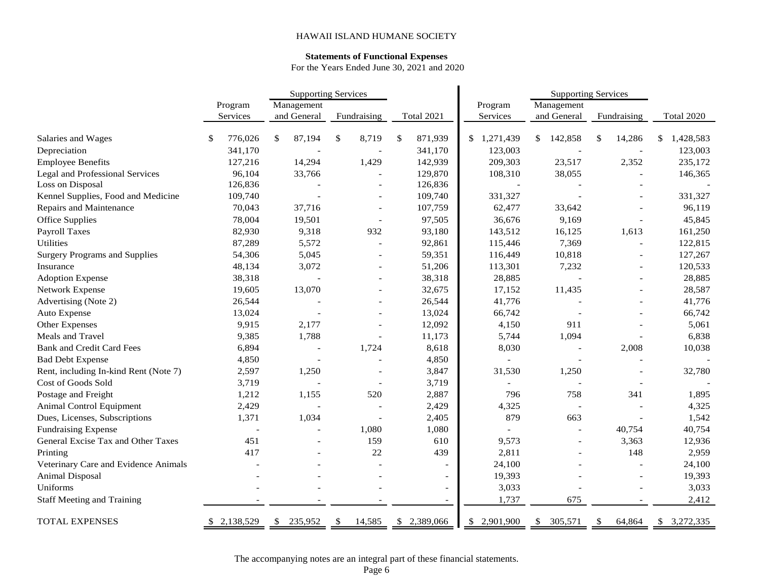HAWAII ISLAND HUMANE SOCIETY

**Statements of Functional Expenses**

For the Years Ended June 30, 2021 and 2020

| | Program Services | Supporting Services | | Total 2021 | Program Services | Supporting Services | | Total 2020 |
|---|---|---|---|---|---|---|---|---|
| | | Management and General | Fundraising | | | Management and General | Fundraising | |
| Salaries and Wages | $ 776,026 | $ 87,194 | $ 8,719 | $ 871,939 | $ 1,271,439 | $ 142,858 | $ 14,286 | $ 1,428,583 |
| Depreciation | 341,170 | - | - | 341,170 | 123,003 | - | - | 123,003 |
| Employee Benefits | 127,216 | 14,294 | 1,429 | 142,939 | 209,303 | 23,517 | 2,352 | 235,172 |
| Legal and Professional Services | 96,104 | 33,766 | - | 129,870 | 108,310 | 38,055 | - | 146,365 |
| Loss on Disposal | 126,836 | - | - | 126,836 | - | - | - | - |
| Kennel Supplies, Food and Medicine | 109,740 | - | - | 109,740 | 331,327 | - | - | 331,327 |
| Repairs and Maintenance | 70,043 | 37,716 | - | 107,759 | 62,477 | 33,642 | - | 96,119 |
| Office Supplies | 78,004 | 19,501 | - | 97,505 | 36,676 | 9,169 | - | 45,845 |
| Payroll Taxes | 82,930 | 9,318 | 932 | 93,180 | 143,512 | 16,125 | 1,613 | 161,250 |
| Utilities | 87,289 | 5,572 | - | 92,861 | 115,446 | 7,369 | - | 122,815 |
| Surgery Programs and Supplies | 54,306 | 5,045 | - | 59,351 | 116,449 | 10,818 | - | 127,267 |
| Insurance | 48,134 | 3,072 | - | 51,206 | 113,301 | 7,232 | - | 120,533 |
| Adoption Expense | 38,318 | - | - | 38,318 | 28,885 | - | - | 28,885 |
| Network Expense | 19,605 | 13,070 | - | 32,675 | 17,152 | 11,435 | - | 28,587 |
| Advertising (Note 2) | 26,544 | - | - | 26,544 | 41,776 | - | - | 41,776 |
| Auto Expense | 13,024 | - | - | 13,024 | 66,742 | - | - | 66,742 |
| Other Expenses | 9,915 | 2,177 | - | 12,092 | 4,150 | 911 | - | 5,061 |
| Meals and Travel | 9,385 | 1,788 | - | 11,173 | 5,744 | 1,094 | - | 6,838 |
| Bank and Credit Card Fees | 6,894 | - | 1,724 | 8,618 | 8,030 | - | 2,008 | 10,038 |
| Bad Debt Expense | 4,850 | - | - | 4,850 | - | - | - | - |
| Rent, including In-kind Rent (Note 7) | 2,597 | 1,250 | - | 3,847 | 31,530 | 1,250 | - | 32,780 |
| Cost of Goods Sold | 3,719 | - | - | 3,719 | - | - | - | - |
| Postage and Freight | 1,212 | 1,155 | 520 | 2,887 | 796 | 758 | 341 | 1,895 |
| Animal Control Equipment | 2,429 | - | - | 2,429 | 4,325 | - | - | 4,325 |
| Dues, Licenses, Subscriptions | 1,371 | 1,034 | - | 2,405 | 879 | 663 | - | 1,542 |
| Fundraising Expense | - | - | 1,080 | 1,080 | - | - | 40,754 | 40,754 |
| General Excise Tax and Other Taxes | 451 | - | 159 | 610 | 9,573 | - | 3,363 | 12,936 |
| Printing | 417 | - | 22 | 439 | 2,811 | - | 148 | 2,959 |
| Veterinary Care and Evidence Animals | - | - | - | - | 24,100 | - | - | 24,100 |
| Animal Disposal | - | - | - | - | 19,393 | - | - | 19,393 |
| Uniforms | - | - | - | - | 3,033 | - | - | 3,033 |
| Staff Meeting and Training | - | - | - | - | 1,737 | 675 | - | 2,412 |
| TOTAL EXPENSES | $ 2,138,529 | $ 235,952 | $ 14,585 | $ 2,389,066 | $ 2,901,900 | $ 305,571 | $ 64,864 | $ 3,272,335 |

The accompanying notes are an integral part of these financial statements.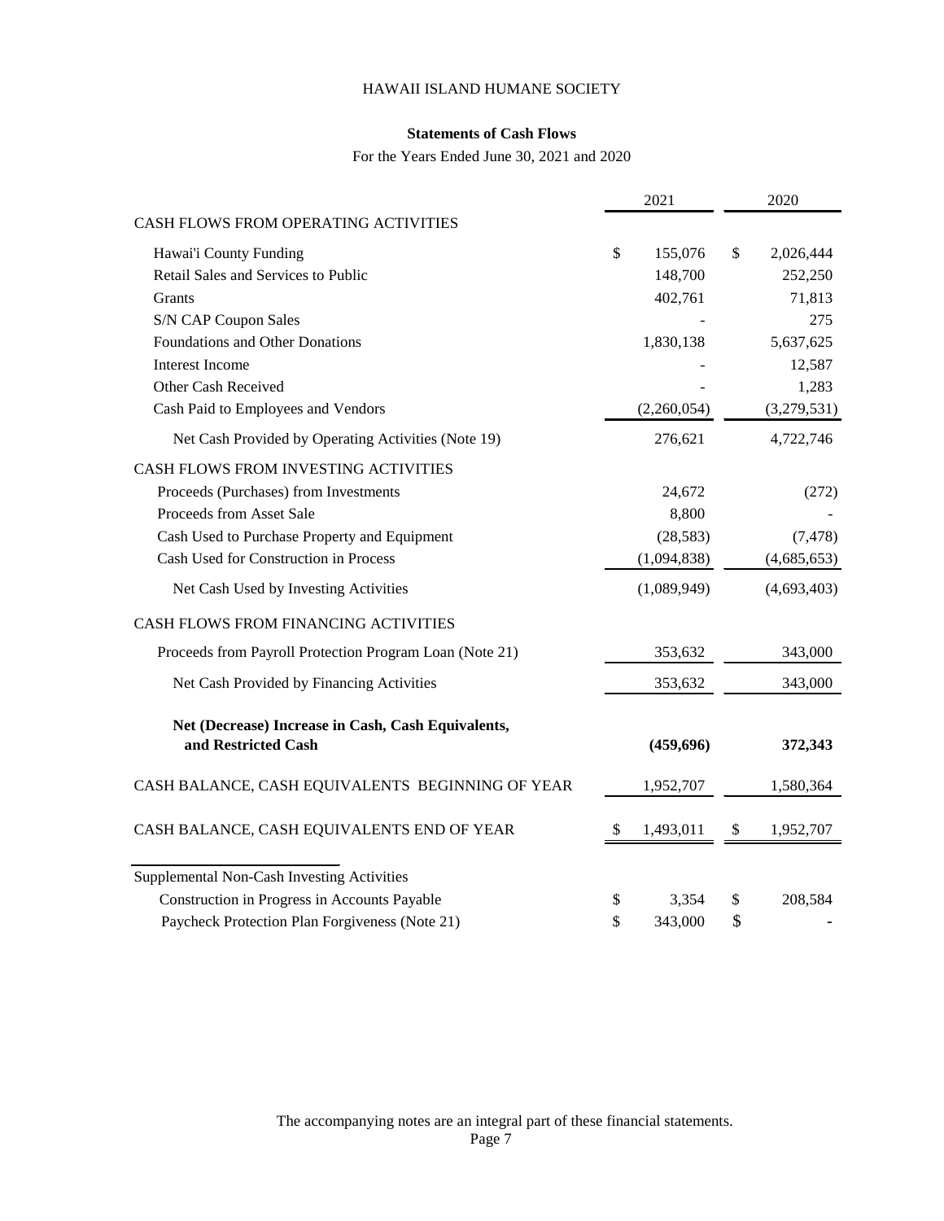# HAWAII ISLAND HUMANE SOCIETY

## Statements of Cash Flows

For the Years Ended June 30, 2021 and 2020

| | 2021 | 2020 |
|---|---|---|
| CASH FLOWS FROM OPERATING ACTIVITIES | | |
| Hawai'i County Funding | $ 155,076 | $ 2,026,444 |
| Retail Sales and Services to Public | 148,700 | 252,250 |
| Grants | 402,761 | 71,813 |
| S/N CAP Coupon Sales | - | 275 |
| Foundations and Other Donations | 1,830,138 | 5,637,625 |
| Interest Income | - | 12,587 |
| Other Cash Received | - | 1,283 |
| Cash Paid to Employees and Vendors | (2,260,054) | (3,279,531) |
| Net Cash Provided by Operating Activities (Note 19) | 276,621 | 4,722,746 |
| CASH FLOWS FROM INVESTING ACTIVITIES | | |
| Proceeds (Purchases) from Investments | 24,672 | (272) |
| Proceeds from Asset Sale | 8,800 | - |
| Cash Used to Purchase Property and Equipment | (28,583) | (7,478) |
| Cash Used for Construction in Process | (1,094,838) | (4,685,653) |
| Net Cash Used by Investing Activities | (1,089,949) | (4,693,403) |
| CASH FLOWS FROM FINANCING ACTIVITIES | | |
| Proceeds from Payroll Protection Program Loan (Note 21) | 353,632 | 343,000 |
| Net Cash Provided by Financing Activities | 353,632 | 343,000 |
| **Net (Decrease) Increase in Cash, Cash Equivalents, and Restricted Cash** | **(459,696)** | **372,343** |
| CASH BALANCE, CASH EQUIVALENTS BEGINNING OF YEAR | 1,952,707 | 1,580,364 |
| CASH BALANCE, CASH EQUIVALENTS END OF YEAR | $ 1,493,011 | $ 1,952,707 |

| Supplemental Non-Cash Investing Activities | | |
|---|---|---|
| Construction in Progress in Accounts Payable | $ 3,354 | $ 208,584 |
| Paycheck Protection Plan Forgiveness (Note 21) | $ 343,000 | $ - |

The accompanying notes are an integral part of these financial statements.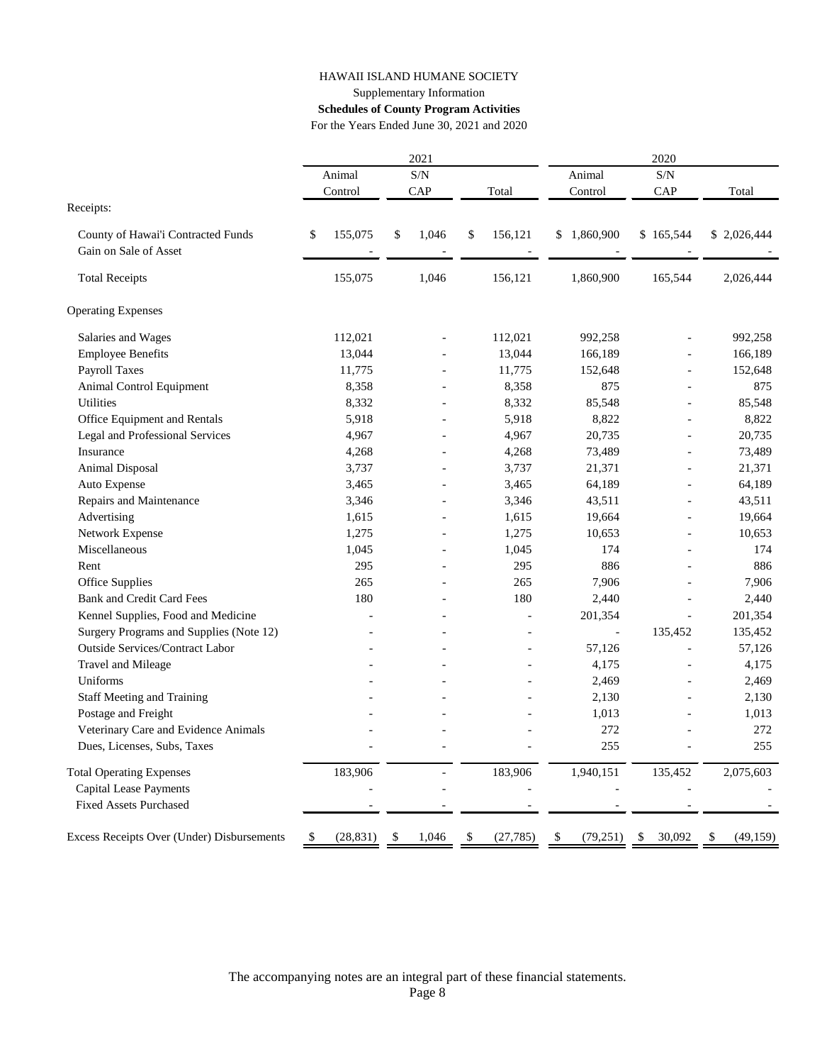# HAWAII ISLAND HUMANE SOCIETY

Supplementary Information

**Schedules of County Program Activities**

For the Years Ended June 30, 2021 and 2020

| | 2021 | | | 2020 | | |
|---|---|---|---|---|---|---|
| | Animal Control | S/N CAP | Total | Animal Control | S/N CAP | Total |
| Receipts: | | | | | | |
| County of Hawai'i Contracted Funds | $ 155,075 | $ 1,046 | $ 156,121 | $ 1,860,900 | $ 165,544 | $ 2,026,444 |
| Gain on Sale of Asset | - | - | - | - | - | - |
| Total Receipts | 155,075 | 1,046 | 156,121 | 1,860,900 | 165,544 | 2,026,444 |
| Operating Expenses | | | | | | |
| Salaries and Wages | 112,021 | - | 112,021 | 992,258 | - | 992,258 |
| Employee Benefits | 13,044 | - | 13,044 | 166,189 | - | 166,189 |
| Payroll Taxes | 11,775 | - | 11,775 | 152,648 | - | 152,648 |
| Animal Control Equipment | 8,358 | - | 8,358 | 875 | - | 875 |
| Utilities | 8,332 | - | 8,332 | 85,548 | - | 85,548 |
| Office Equipment and Rentals | 5,918 | - | 5,918 | 8,822 | - | 8,822 |
| Legal and Professional Services | 4,967 | - | 4,967 | 20,735 | - | 20,735 |
| Insurance | 4,268 | - | 4,268 | 73,489 | - | 73,489 |
| Animal Disposal | 3,737 | - | 3,737 | 21,371 | - | 21,371 |
| Auto Expense | 3,465 | - | 3,465 | 64,189 | - | 64,189 |
| Repairs and Maintenance | 3,346 | - | 3,346 | 43,511 | - | 43,511 |
| Advertising | 1,615 | - | 1,615 | 19,664 | - | 19,664 |
| Network Expense | 1,275 | - | 1,275 | 10,653 | - | 10,653 |
| Miscellaneous | 1,045 | - | 1,045 | 174 | - | 174 |
| Rent | 295 | - | 295 | 886 | - | 886 |
| Office Supplies | 265 | - | 265 | 7,906 | - | 7,906 |
| Bank and Credit Card Fees | 180 | - | 180 | 2,440 | - | 2,440 |
| Kennel Supplies, Food and Medicine | - | - | - | 201,354 | - | 201,354 |
| Surgery Programs and Supplies (Note 12) | - | - | - | - | 135,452 | 135,452 |
| Outside Services/Contract Labor | - | - | - | 57,126 | - | 57,126 |
| Travel and Mileage | - | - | - | 4,175 | - | 4,175 |
| Uniforms | - | - | - | 2,469 | - | 2,469 |
| Staff Meeting and Training | - | - | - | 2,130 | - | 2,130 |
| Postage and Freight | - | - | - | 1,013 | - | 1,013 |
| Veterinary Care and Evidence Animals | - | - | - | 272 | - | 272 |
| Dues, Licenses, Subs, Taxes | - | - | - | 255 | - | 255 |
| Total Operating Expenses | 183,906 | - | 183,906 | 1,940,151 | 135,452 | 2,075,603 |
| Capital Lease Payments | - | - | - | - | - | - |
| Fixed Assets Purchased | - | - | - | - | - | - |
| Excess Receipts Over (Under) Disbursements | $ (28,831) | $ 1,046 | $ (27,785) | $ (79,251) | $ 30,092 | $ (49,159) |

The accompanying notes are an integral part of these financial statements.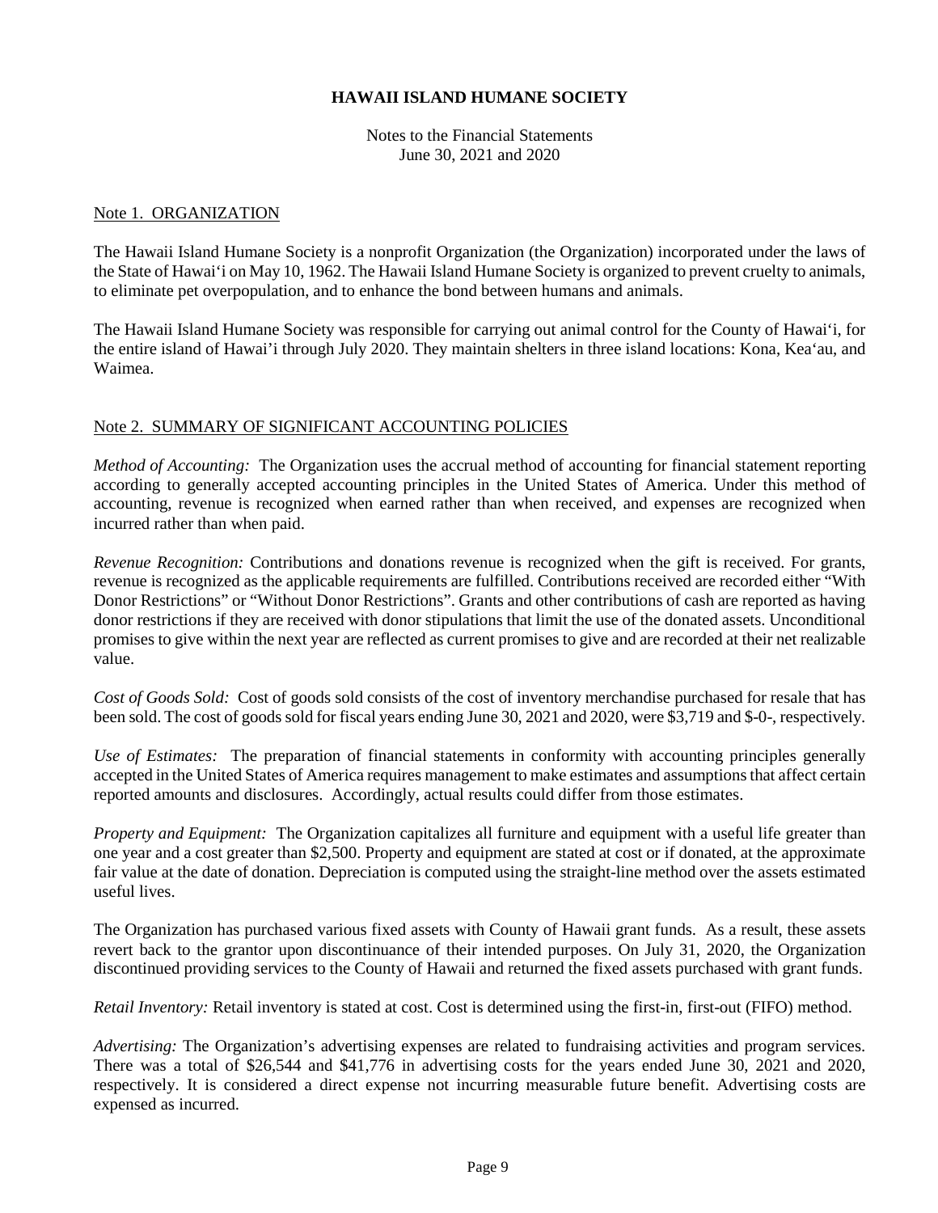# HAWAII ISLAND HUMANE SOCIETY

Notes to the Financial Statements
June 30, 2021 and 2020

## Note 1. ORGANIZATION

The Hawaii Island Humane Society is a nonprofit Organization (the Organization) incorporated under the laws of the State of Hawaiʻi on May 10, 1962. The Hawaii Island Humane Society is organized to prevent cruelty to animals, to eliminate pet overpopulation, and to enhance the bond between humans and animals.

The Hawaii Island Humane Society was responsible for carrying out animal control for the County of Hawaiʻi, for the entire island of Hawai'i through July 2020. They maintain shelters in three island locations: Kona, Keaʻau, and Waimea.

## Note 2. SUMMARY OF SIGNIFICANT ACCOUNTING POLICIES

*Method of Accounting:* The Organization uses the accrual method of accounting for financial statement reporting according to generally accepted accounting principles in the United States of America. Under this method of accounting, revenue is recognized when earned rather than when received, and expenses are recognized when incurred rather than when paid.

*Revenue Recognition:* Contributions and donations revenue is recognized when the gift is received. For grants, revenue is recognized as the applicable requirements are fulfilled. Contributions received are recorded either "With Donor Restrictions" or "Without Donor Restrictions". Grants and other contributions of cash are reported as having donor restrictions if they are received with donor stipulations that limit the use of the donated assets. Unconditional promises to give within the next year are reflected as current promises to give and are recorded at their net realizable value.

*Cost of Goods Sold:* Cost of goods sold consists of the cost of inventory merchandise purchased for resale that has been sold. The cost of goods sold for fiscal years ending June 30, 2021 and 2020, were $3,719 and $-0-, respectively.

*Use of Estimates:* The preparation of financial statements in conformity with accounting principles generally accepted in the United States of America requires management to make estimates and assumptions that affect certain reported amounts and disclosures. Accordingly, actual results could differ from those estimates.

*Property and Equipment:* The Organization capitalizes all furniture and equipment with a useful life greater than one year and a cost greater than $2,500. Property and equipment are stated at cost or if donated, at the approximate fair value at the date of donation. Depreciation is computed using the straight-line method over the assets estimated useful lives.

The Organization has purchased various fixed assets with County of Hawaii grant funds. As a result, these assets revert back to the grantor upon discontinuance of their intended purposes. On July 31, 2020, the Organization discontinued providing services to the County of Hawaii and returned the fixed assets purchased with grant funds.

*Retail Inventory:* Retail inventory is stated at cost. Cost is determined using the first-in, first-out (FIFO) method.

*Advertising:* The Organization's advertising expenses are related to fundraising activities and program services. There was a total of $26,544 and $41,776 in advertising costs for the years ended June 30, 2021 and 2020, respectively. It is considered a direct expense not incurring measurable future benefit. Advertising costs are expensed as incurred.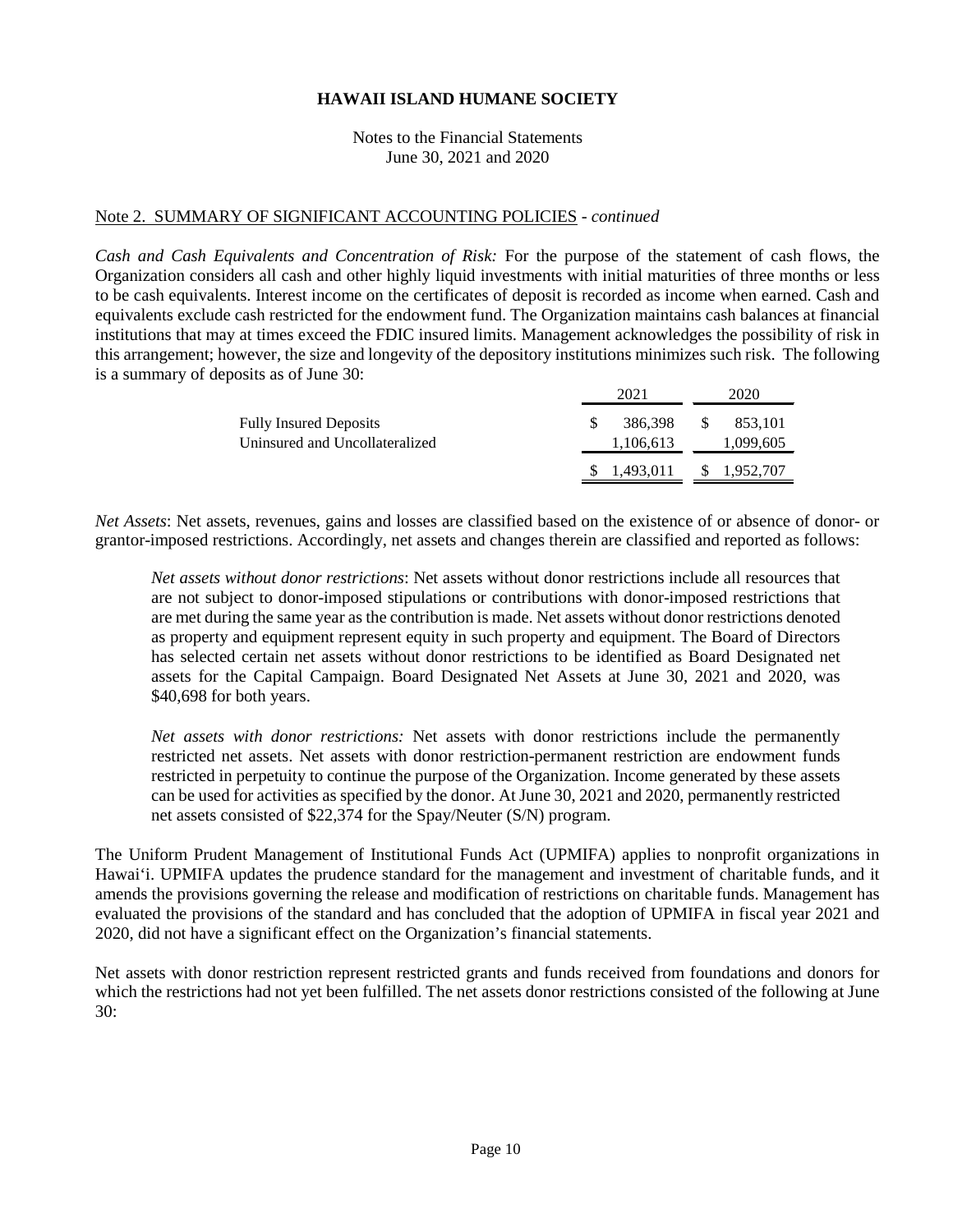# HAWAII ISLAND HUMANE SOCIETY

Notes to the Financial Statements
June 30, 2021 and 2020

## Note 2. SUMMARY OF SIGNIFICANT ACCOUNTING POLICIES - *continued*

*Cash and Cash Equivalents and Concentration of Risk:* For the purpose of the statement of cash flows, the Organization considers all cash and other highly liquid investments with initial maturities of three months or less to be cash equivalents. Interest income on the certificates of deposit is recorded as income when earned. Cash and equivalents exclude cash restricted for the endowment fund. The Organization maintains cash balances at financial institutions that may at times exceed the FDIC insured limits. Management acknowledges the possibility of risk in this arrangement; however, the size and longevity of the depository institutions minimizes such risk. The following is a summary of deposits as of June 30:

| | 2021 | 2020 |
|---|---|---|
| Fully Insured Deposits | $ 386,398 | $ 853,101 |
| Uninsured and Uncollateralized | 1,106,613 | 1,099,605 |
| | $ 1,493,011 | $ 1,952,707 |

*Net Assets*: Net assets, revenues, gains and losses are classified based on the existence of or absence of donor- or grantor-imposed restrictions. Accordingly, net assets and changes therein are classified and reported as follows:

> *Net assets without donor restrictions*: Net assets without donor restrictions include all resources that are not subject to donor-imposed stipulations or contributions with donor-imposed restrictions that are met during the same year as the contribution is made. Net assets without donor restrictions denoted as property and equipment represent equity in such property and equipment. The Board of Directors has selected certain net assets without donor restrictions to be identified as Board Designated net assets for the Capital Campaign. Board Designated Net Assets at June 30, 2021 and 2020, was $40,698 for both years.
>
> *Net assets with donor restrictions:* Net assets with donor restrictions include the permanently restricted net assets. Net assets with donor restriction-permanent restriction are endowment funds restricted in perpetuity to continue the purpose of the Organization. Income generated by these assets can be used for activities as specified by the donor. At June 30, 2021 and 2020, permanently restricted net assets consisted of $22,374 for the Spay/Neuter (S/N) program.

The Uniform Prudent Management of Institutional Funds Act (UPMIFA) applies to nonprofit organizations in Hawai'i. UPMIFA updates the prudence standard for the management and investment of charitable funds, and it amends the provisions governing the release and modification of restrictions on charitable funds. Management has evaluated the provisions of the standard and has concluded that the adoption of UPMIFA in fiscal year 2021 and 2020, did not have a significant effect on the Organization's financial statements.

Net assets with donor restriction represent restricted grants and funds received from foundations and donors for which the restrictions had not yet been fulfilled. The net assets donor restrictions consisted of the following at June 30: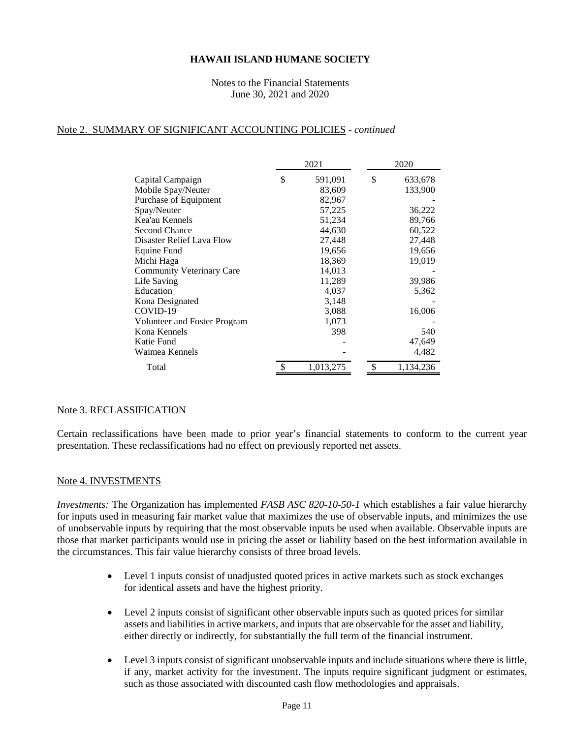# HAWAII ISLAND HUMANE SOCIETY

Notes to the Financial Statements
June 30, 2021 and 2020

## Note 2. SUMMARY OF SIGNIFICANT ACCOUNTING POLICIES - *continued*

| | 2021 | 2020 |
|---|---|---|
| Capital Campaign | $ 591,091 | $ 633,678 |
| Mobile Spay/Neuter | 83,609 | 133,900 |
| Purchase of Equipment | 82,967 | - |
| Spay/Neuter | 57,225 | 36,222 |
| Kea'au Kennels | 51,234 | 89,766 |
| Second Chance | 44,630 | 60,522 |
| Disaster Relief Lava Flow | 27,448 | 27,448 |
| Equine Fund | 19,656 | 19,656 |
| Michi Haga | 18,369 | 19,019 |
| Community Veterinary Care | 14,013 | - |
| Life Saving | 11,289 | 39,986 |
| Education | 4,037 | 5,362 |
| Kona Designated | 3,148 | - |
| COVID-19 | 3,088 | 16,006 |
| Volunteer and Foster Program | 1,073 | - |
| Kona Kennels | 398 | 540 |
| Katie Fund | - | 47,649 |
| Waimea Kennels | - | 4,482 |
| Total | $ 1,013,275 | $ 1,134,236 |

## Note 3. RECLASSIFICATION

Certain reclassifications have been made to prior year's financial statements to conform to the current year presentation. These reclassifications had no effect on previously reported net assets.

## Note 4. INVESTMENTS

*Investments:* The Organization has implemented *FASB ASC 820-10-50-1* which establishes a fair value hierarchy for inputs used in measuring fair market value that maximizes the use of observable inputs, and minimizes the use of unobservable inputs by requiring that the most observable inputs be used when available. Observable inputs are those that market participants would use in pricing the asset or liability based on the best information available in the circumstances. This fair value hierarchy consists of three broad levels.

- Level 1 inputs consist of unadjusted quoted prices in active markets such as stock exchanges for identical assets and have the highest priority.
- Level 2 inputs consist of significant other observable inputs such as quoted prices for similar assets and liabilities in active markets, and inputs that are observable for the asset and liability, either directly or indirectly, for substantially the full term of the financial instrument.
- Level 3 inputs consist of significant unobservable inputs and include situations where there is little, if any, market activity for the investment. The inputs require significant judgment or estimates, such as those associated with discounted cash flow methodologies and appraisals.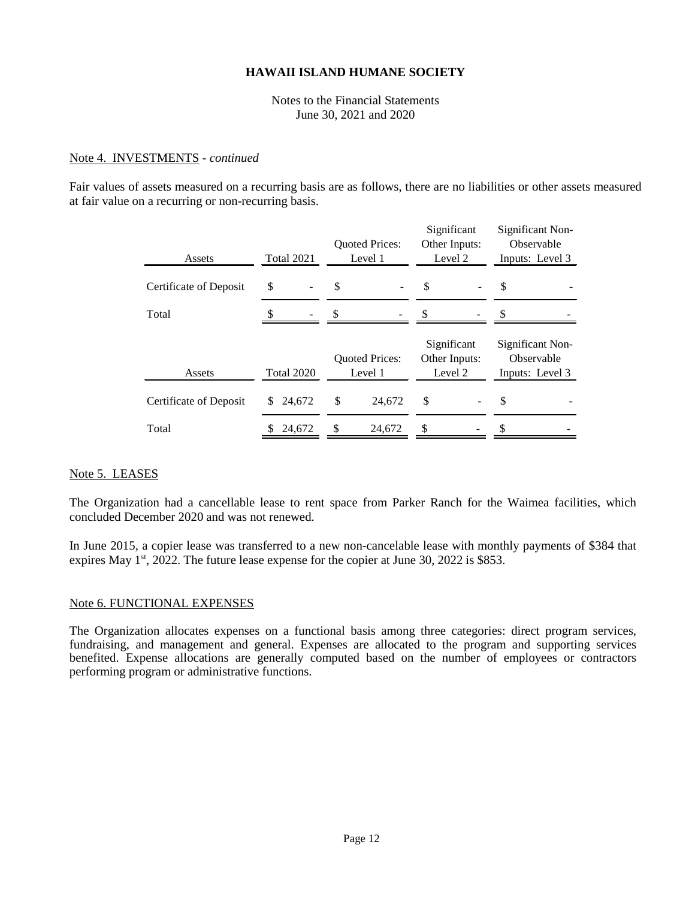# HAWAII ISLAND HUMANE SOCIETY

Notes to the Financial Statements
June 30, 2021 and 2020

Note 4. INVESTMENTS - *continued*

Fair values of assets measured on a recurring basis are as follows, there are no liabilities or other assets measured at fair value on a recurring or non-recurring basis.

| Assets | Total 2021 | Quoted Prices: Level 1 | Significant Other Inputs: Level 2 | Significant Non-Observable Inputs: Level 3 |
|---|---|---|---|---|
| Certificate of Deposit | $ - | $ - | $ - | $ - |
| Total | $ - | $ - | $ - | $ - |

| Assets | Total 2020 | Quoted Prices: Level 1 | Significant Other Inputs: Level 2 | Significant Non-Observable Inputs: Level 3 |
|---|---|---|---|---|
| Certificate of Deposit | $ 24,672 | $ 24,672 | $ - | $ - |
| Total | $ 24,672 | $ 24,672 | $ - | $ - |

Note 5. LEASES

The Organization had a cancellable lease to rent space from Parker Ranch for the Waimea facilities, which concluded December 2020 and was not renewed.

In June 2015, a copier lease was transferred to a new non-cancelable lease with monthly payments of $384 that expires May 1st, 2022. The future lease expense for the copier at June 30, 2022 is $853.

Note 6. FUNCTIONAL EXPENSES

The Organization allocates expenses on a functional basis among three categories: direct program services, fundraising, and management and general. Expenses are allocated to the program and supporting services benefited. Expense allocations are generally computed based on the number of employees or contractors performing program or administrative functions.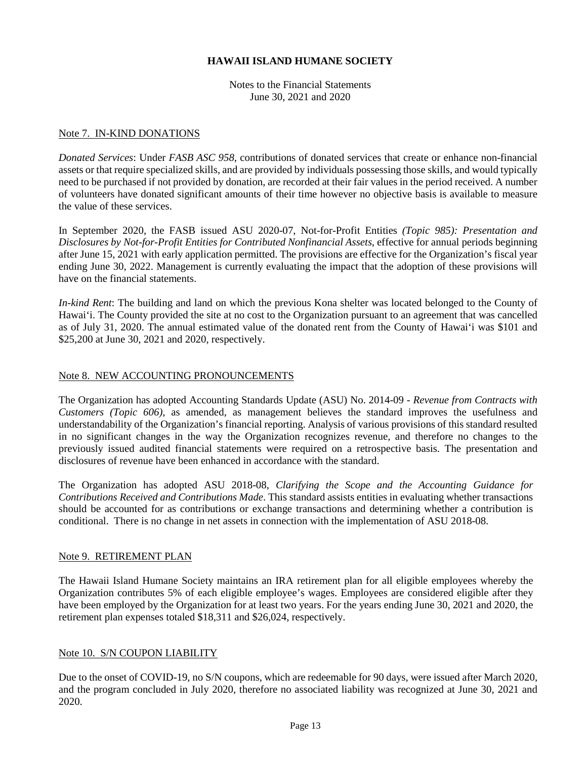# HAWAII ISLAND HUMANE SOCIETY

Notes to the Financial Statements
June 30, 2021 and 2020

## Note 7. IN-KIND DONATIONS

*Donated Services*: Under *FASB ASC 958*, contributions of donated services that create or enhance non-financial assets or that require specialized skills, and are provided by individuals possessing those skills, and would typically need to be purchased if not provided by donation, are recorded at their fair values in the period received. A number of volunteers have donated significant amounts of their time however no objective basis is available to measure the value of these services.

In September 2020, the FASB issued ASU 2020-07, Not-for-Profit Entities *(Topic 985): Presentation and Disclosures by Not-for-Profit Entities for Contributed Nonfinancial Assets*, effective for annual periods beginning after June 15, 2021 with early application permitted. The provisions are effective for the Organization's fiscal year ending June 30, 2022. Management is currently evaluating the impact that the adoption of these provisions will have on the financial statements.

*In-kind Rent*: The building and land on which the previous Kona shelter was located belonged to the County of Hawai'i. The County provided the site at no cost to the Organization pursuant to an agreement that was cancelled as of July 31, 2020. The annual estimated value of the donated rent from the County of Hawai'i was $101 and $25,200 at June 30, 2021 and 2020, respectively.

## Note 8. NEW ACCOUNTING PRONOUNCEMENTS

The Organization has adopted Accounting Standards Update (ASU) No. 2014-09 - *Revenue from Contracts with Customers (Topic 606)*, as amended, as management believes the standard improves the usefulness and understandability of the Organization's financial reporting. Analysis of various provisions of this standard resulted in no significant changes in the way the Organization recognizes revenue, and therefore no changes to the previously issued audited financial statements were required on a retrospective basis. The presentation and disclosures of revenue have been enhanced in accordance with the standard.

The Organization has adopted ASU 2018-08, *Clarifying the Scope and the Accounting Guidance for Contributions Received and Contributions Made*. This standard assists entities in evaluating whether transactions should be accounted for as contributions or exchange transactions and determining whether a contribution is conditional. There is no change in net assets in connection with the implementation of ASU 2018-08.

## Note 9. RETIREMENT PLAN

The Hawaii Island Humane Society maintains an IRA retirement plan for all eligible employees whereby the Organization contributes 5% of each eligible employee's wages. Employees are considered eligible after they have been employed by the Organization for at least two years. For the years ending June 30, 2021 and 2020, the retirement plan expenses totaled $18,311 and $26,024, respectively.

## Note 10. S/N COUPON LIABILITY

Due to the onset of COVID-19, no S/N coupons, which are redeemable for 90 days, were issued after March 2020, and the program concluded in July 2020, therefore no associated liability was recognized at June 30, 2021 and 2020.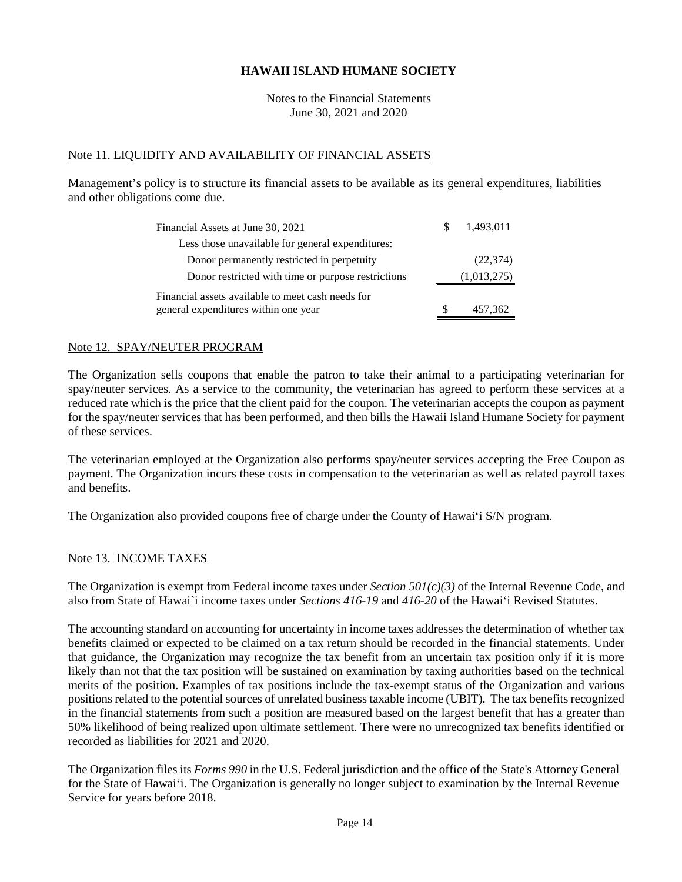# HAWAII ISLAND HUMANE SOCIETY

Notes to the Financial Statements
June 30, 2021 and 2020

## Note 11. LIQUIDITY AND AVAILABILITY OF FINANCIAL ASSETS

Management's policy is to structure its financial assets to be available as its general expenditures, liabilities and other obligations come due.

| | |
|---|---|
| Financial Assets at June 30, 2021 | $ 1,493,011 |
| Less those unavailable for general expenditures: | |
| Donor permanently restricted in perpetuity | (22,374) |
| Donor restricted with time or purpose restrictions | (1,013,275) |
| Financial assets available to meet cash needs for general expenditures within one year | $ 457,362 |

## Note 12. SPAY/NEUTER PROGRAM

The Organization sells coupons that enable the patron to take their animal to a participating veterinarian for spay/neuter services. As a service to the community, the veterinarian has agreed to perform these services at a reduced rate which is the price that the client paid for the coupon. The veterinarian accepts the coupon as payment for the spay/neuter services that has been performed, and then bills the Hawaii Island Humane Society for payment of these services.

The veterinarian employed at the Organization also performs spay/neuter services accepting the Free Coupon as payment. The Organization incurs these costs in compensation to the veterinarian as well as related payroll taxes and benefits.

The Organization also provided coupons free of charge under the County of Hawaiʻi S/N program.

## Note 13. INCOME TAXES

The Organization is exempt from Federal income taxes under *Section 501(c)(3)* of the Internal Revenue Code, and also from State of Hawai`i income taxes under *Sections 416-19* and *416-20* of the Hawaiʻi Revised Statutes.

The accounting standard on accounting for uncertainty in income taxes addresses the determination of whether tax benefits claimed or expected to be claimed on a tax return should be recorded in the financial statements. Under that guidance, the Organization may recognize the tax benefit from an uncertain tax position only if it is more likely than not that the tax position will be sustained on examination by taxing authorities based on the technical merits of the position. Examples of tax positions include the tax-exempt status of the Organization and various positions related to the potential sources of unrelated business taxable income (UBIT). The tax benefits recognized in the financial statements from such a position are measured based on the largest benefit that has a greater than 50% likelihood of being realized upon ultimate settlement. There were no unrecognized tax benefits identified or recorded as liabilities for 2021 and 2020.

The Organization files its *Forms 990* in the U.S. Federal jurisdiction and the office of the State's Attorney General for the State of Hawaiʻi. The Organization is generally no longer subject to examination by the Internal Revenue Service for years before 2018.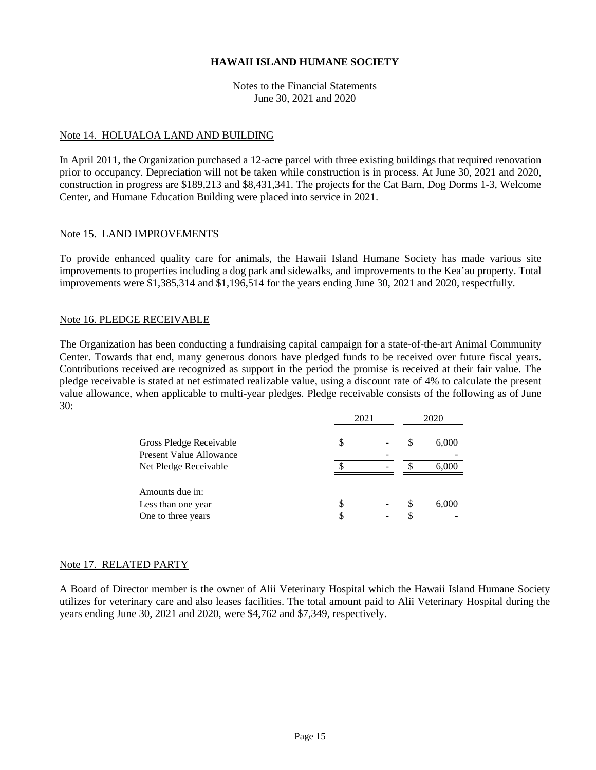# HAWAII ISLAND HUMANE SOCIETY

Notes to the Financial Statements
June 30, 2021 and 2020

## Note 14. HOLUALOA LAND AND BUILDING

In April 2011, the Organization purchased a 12-acre parcel with three existing buildings that required renovation prior to occupancy. Depreciation will not be taken while construction is in process. At June 30, 2021 and 2020, construction in progress are $189,213 and $8,431,341. The projects for the Cat Barn, Dog Dorms 1-3, Welcome Center, and Humane Education Building were placed into service in 2021.

## Note 15. LAND IMPROVEMENTS

To provide enhanced quality care for animals, the Hawaii Island Humane Society has made various site improvements to properties including a dog park and sidewalks, and improvements to the Kea'au property. Total improvements were $1,385,314 and $1,196,514 for the years ending June 30, 2021 and 2020, respectfully.

## Note 16. PLEDGE RECEIVABLE

The Organization has been conducting a fundraising capital campaign for a state-of-the-art Animal Community Center. Towards that end, many generous donors have pledged funds to be received over future fiscal years. Contributions received are recognized as support in the period the promise is received at their fair value. The pledge receivable is stated at net estimated realizable value, using a discount rate of 4% to calculate the present value allowance, when applicable to multi-year pledges. Pledge receivable consists of the following as of June 30:

| | 2021 | 2020 |
|---|---|---|
| Gross Pledge Receivable | $ - | $ 6,000 |
| Present Value Allowance | - | - |
| Net Pledge Receivable | $ - | $ 6,000 |
| Amounts due in: | | |
| Less than one year | $ - | $ 6,000 |
| One to three years | $ - | $ - |

## Note 17. RELATED PARTY

A Board of Director member is the owner of Alii Veterinary Hospital which the Hawaii Island Humane Society utilizes for veterinary care and also leases facilities. The total amount paid to Alii Veterinary Hospital during the years ending June 30, 2021 and 2020, were $4,762 and $7,349, respectively.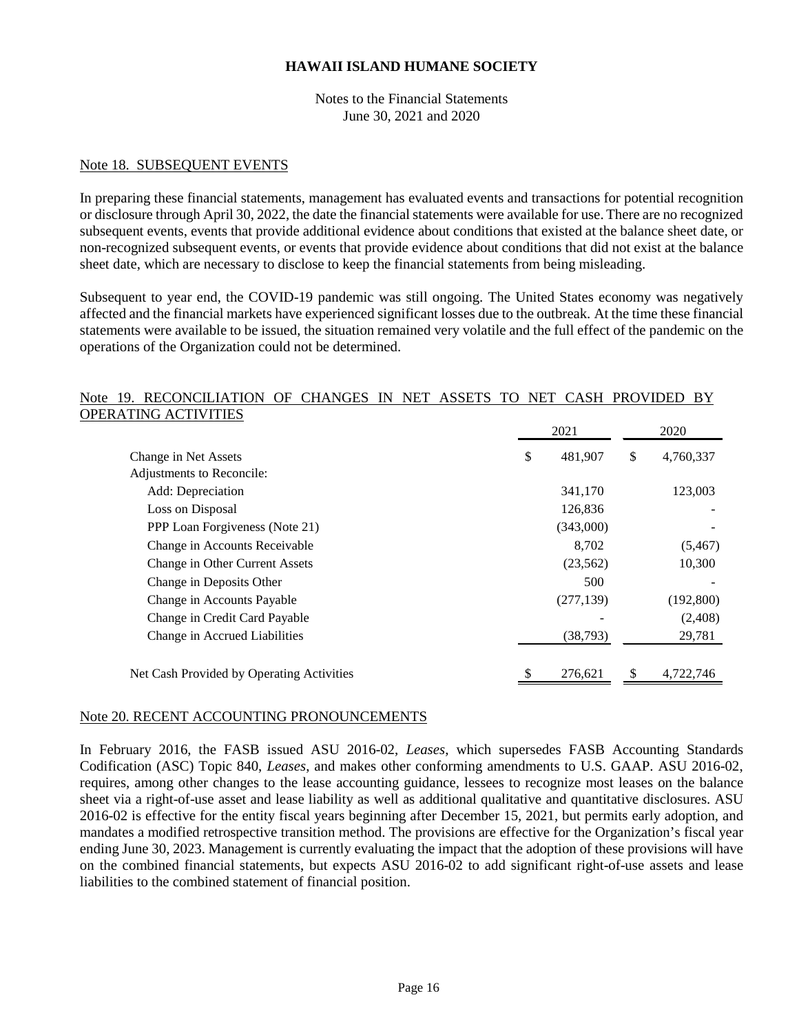## HAWAII ISLAND HUMANE SOCIETY

Notes to the Financial Statements
June 30, 2021 and 2020

### Note 18. SUBSEQUENT EVENTS

In preparing these financial statements, management has evaluated events and transactions for potential recognition or disclosure through April 30, 2022, the date the financial statements were available for use. There are no recognized subsequent events, events that provide additional evidence about conditions that existed at the balance sheet date, or non-recognized subsequent events, or events that provide evidence about conditions that did not exist at the balance sheet date, which are necessary to disclose to keep the financial statements from being misleading.

Subsequent to year end, the COVID-19 pandemic was still ongoing. The United States economy was negatively affected and the financial markets have experienced significant losses due to the outbreak. At the time these financial statements were available to be issued, the situation remained very volatile and the full effect of the pandemic on the operations of the Organization could not be determined.

### Note 19. RECONCILIATION OF CHANGES IN NET ASSETS TO NET CASH PROVIDED BY OPERATING ACTIVITIES

| | 2021 | 2020 |
|---|---|---|
| Change in Net Assets | $ 481,907 | $ 4,760,337 |
| Adjustments to Reconcile: | | |
| Add: Depreciation | 341,170 | 123,003 |
| Loss on Disposal | 126,836 | - |
| PPP Loan Forgiveness (Note 21) | (343,000) | - |
| Change in Accounts Receivable | 8,702 | (5,467) |
| Change in Other Current Assets | (23,562) | 10,300 |
| Change in Deposits Other | 500 | - |
| Change in Accounts Payable | (277,139) | (192,800) |
| Change in Credit Card Payable | - | (2,408) |
| Change in Accrued Liabilities | (38,793) | 29,781 |
| Net Cash Provided by Operating Activities | $ 276,621 | $ 4,722,746 |

### Note 20. RECENT ACCOUNTING PRONOUNCEMENTS

In February 2016, the FASB issued ASU 2016-02, *Leases*, which supersedes FASB Accounting Standards Codification (ASC) Topic 840, *Leases*, and makes other conforming amendments to U.S. GAAP. ASU 2016-02, requires, among other changes to the lease accounting guidance, lessees to recognize most leases on the balance sheet via a right-of-use asset and lease liability as well as additional qualitative and quantitative disclosures. ASU 2016-02 is effective for the entity fiscal years beginning after December 15, 2021, but permits early adoption, and mandates a modified retrospective transition method. The provisions are effective for the Organization's fiscal year ending June 30, 2023. Management is currently evaluating the impact that the adoption of these provisions will have on the combined financial statements, but expects ASU 2016-02 to add significant right-of-use assets and lease liabilities to the combined statement of financial position.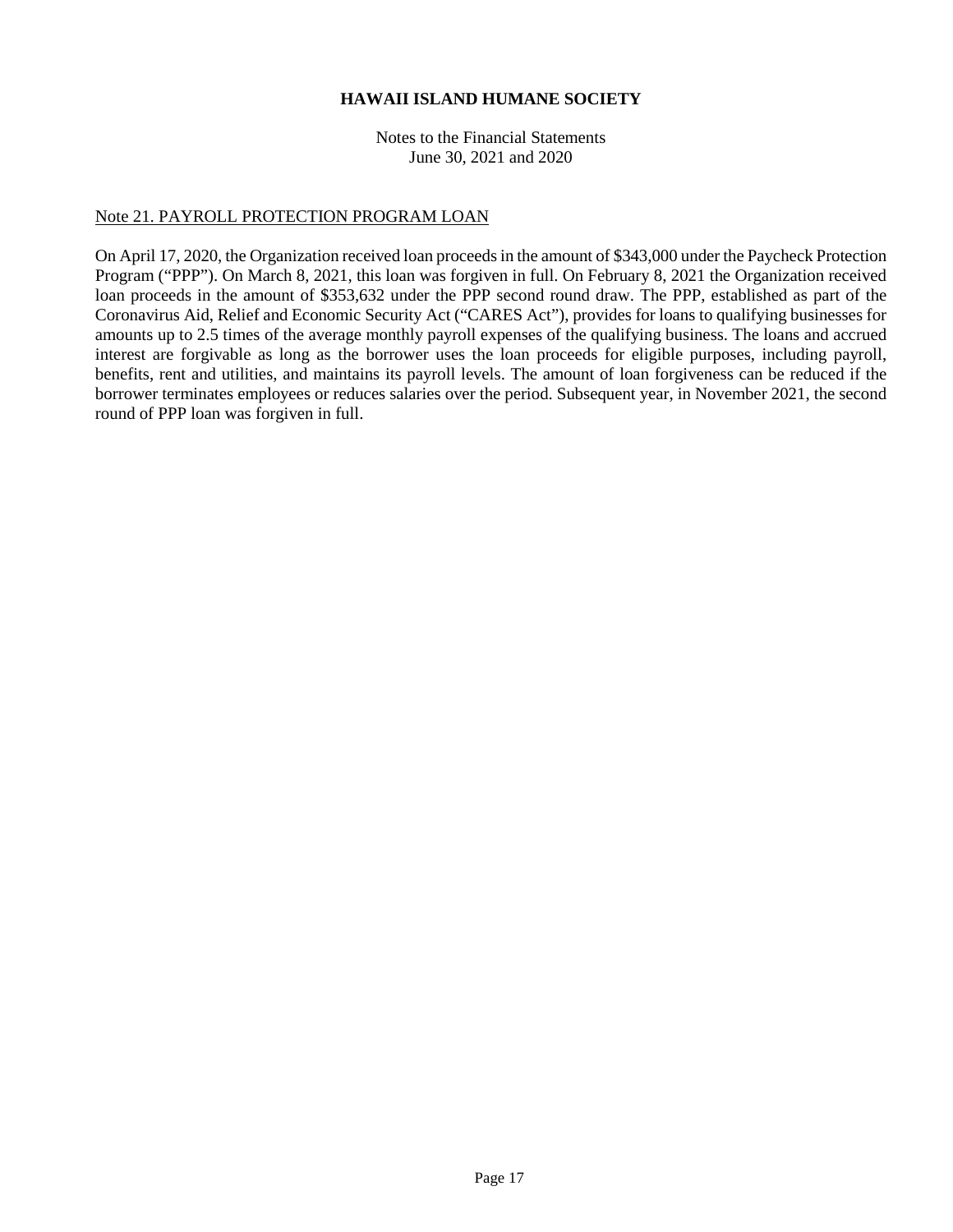# HAWAII ISLAND HUMANE SOCIETY

Notes to the Financial Statements
June 30, 2021 and 2020

## Note 21. PAYROLL PROTECTION PROGRAM LOAN

On April 17, 2020, the Organization received loan proceeds in the amount of $343,000 under the Paycheck Protection Program ("PPP"). On March 8, 2021, this loan was forgiven in full. On February 8, 2021 the Organization received loan proceeds in the amount of $353,632 under the PPP second round draw. The PPP, established as part of the Coronavirus Aid, Relief and Economic Security Act ("CARES Act"), provides for loans to qualifying businesses for amounts up to 2.5 times of the average monthly payroll expenses of the qualifying business. The loans and accrued interest are forgivable as long as the borrower uses the loan proceeds for eligible purposes, including payroll, benefits, rent and utilities, and maintains its payroll levels. The amount of loan forgiveness can be reduced if the borrower terminates employees or reduces salaries over the period. Subsequent year, in November 2021, the second round of PPP loan was forgiven in full.